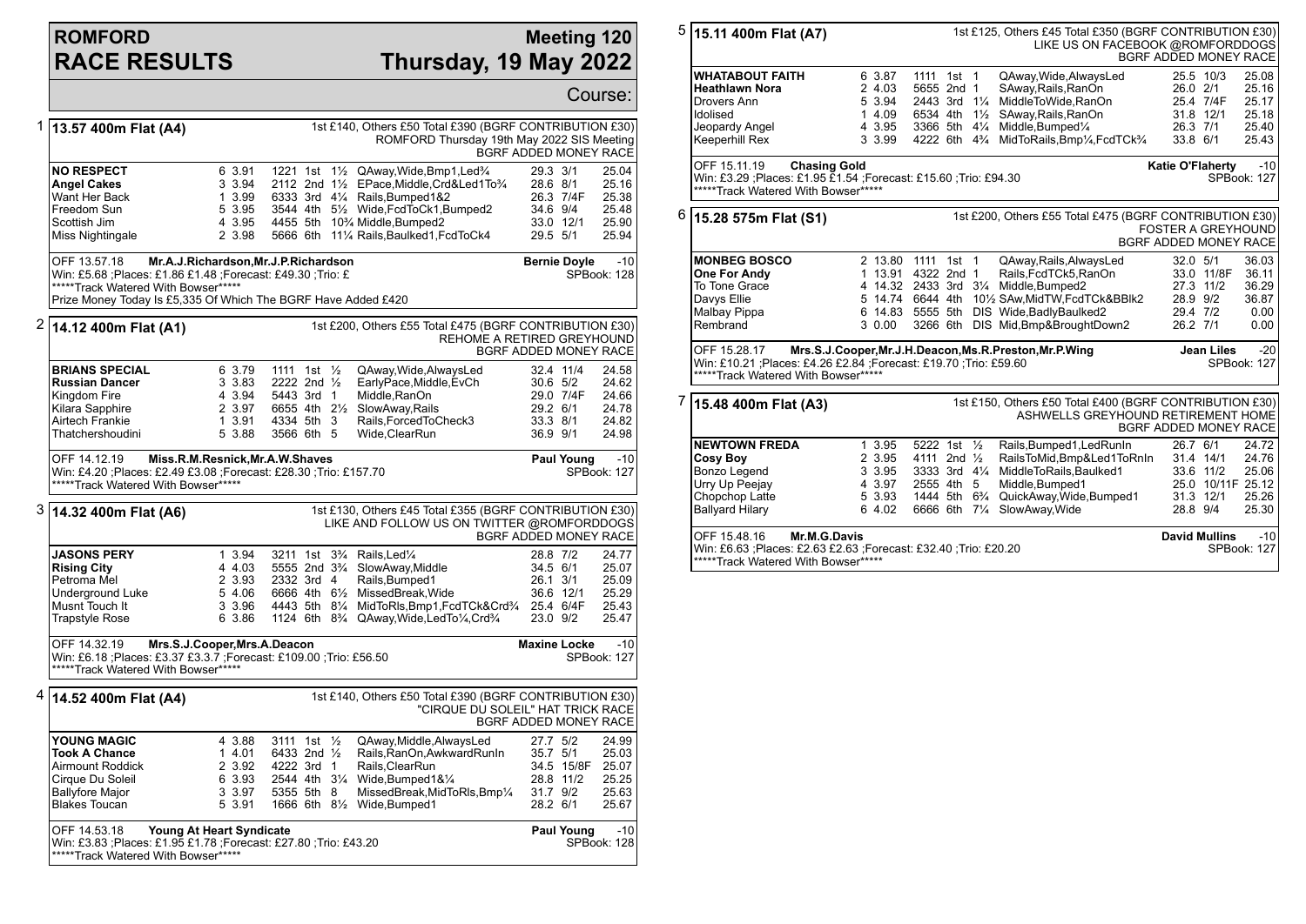# ROMFORD RACE RESULTS

## Meeting 120 Thursday, 19 May 2022

Course:

### 1 13.57 400m Flat (A4)

1st £140, Others £50 Total £390 (BGRF CONTRIBUTION £30) ROMFORD Thursday 19th May 2022 SIS Meeting BGRF ADDED MONEY RACE

| Greyhound | Trap | Split | Bends | Pos | Dist | Comment | Wt | SP | Time |
|---|---|---|---|---|---|---|---|---|---|
| **NO RESPECT** | 6 | 3.91 | 1221 | 1st | 1½ | QAway,Wide,Bmp1,Led¾ | 29.3 | 3/1 | 25.04 |
| **Angel Cakes** | 3 | 3.94 | 2112 | 2nd | 1½ | EPace,Middle,Crd&Led1To¾ | 28.6 | 8/1 | 25.16 |
| Want Her Back | 1 | 3.99 | 6333 | 3rd | 4¼ | Rails,Bumped1&2 | 26.3 | 7/4F | 25.38 |
| Freedom Sun | 5 | 3.95 | 3544 | 4th | 5½ | Wide,FcdToCk1,Bumped2 | 34.6 | 9/4 | 25.48 |
| Scottish Jim | 4 | 3.95 | 4455 | 5th | 10¾ | Middle,Bumped2 | 33.0 | 12/1 | 25.90 |
| Miss Nightingale | 2 | 3.98 | 5666 | 6th | 11¼ | Rails,Baulked1,FcdToCk4 | 29.5 | 5/1 | 25.94 |

OFF 13.57.18 **Mr.A.J.Richardson,Mr.J.P.Richardson** **Bernie Doyle** -10
Win: £5.68 ;Places: £1.86 £1.48 ;Forecast: £49.30 ;Trio: £ SPBook: 128
*****Track Watered With Bowser*****
Prize Money Today Is £5,335 Of Which The BGRF Have Added £420

### 2 14.12 400m Flat (A1)

1st £200, Others £55 Total £475 (BGRF CONTRIBUTION £30) REHOME A RETIRED GREYHOUND BGRF ADDED MONEY RACE

| Greyhound | Trap | Split | Bends | Pos | Dist | Comment | Wt | SP | Time |
|---|---|---|---|---|---|---|---|---|---|
| **BRIANS SPECIAL** | 6 | 3.79 | 1111 | 1st | ½ | QAway,Wide,AlwaysLed | 32.4 | 11/4 | 24.58 |
| **Russian Dancer** | 3 | 3.83 | 2222 | 2nd | ½ | EarlyPace,Middle,EvCh | 30.6 | 5/2 | 24.62 |
| Kingdom Fire | 4 | 3.94 | 5443 | 3rd | 1 | Middle,RanOn | 29.0 | 7/4F | 24.66 |
| Kilara Sapphire | 2 | 3.97 | 6655 | 4th | 2½ | SlowAway,Rails | 29.2 | 6/1 | 24.78 |
| Airtech Frankie | 1 | 3.91 | 4334 | 5th | 3 | Rails,ForcedToCheck3 | 33.3 | 8/1 | 24.82 |
| Thatchershoudini | 5 | 3.88 | 3566 | 6th | 5 | Wide,ClearRun | 36.9 | 9/1 | 24.98 |

OFF 14.12.19 **Miss.R.M.Resnick,Mr.A.W.Shaves** **Paul Young** -10
Win: £4.20 ;Places: £2.49 £3.08 ;Forecast: £28.30 ;Trio: £157.70 SPBook: 127
*****Track Watered With Bowser*****

### 3 14.32 400m Flat (A6)

1st £130, Others £45 Total £355 (BGRF CONTRIBUTION £30) LIKE AND FOLLOW US ON TWITTER @ROMFORDDOGS BGRF ADDED MONEY RACE

| Greyhound | Trap | Split | Bends | Pos | Dist | Comment | Wt | SP | Time |
|---|---|---|---|---|---|---|---|---|---|
| **JASONS PERY** | 1 | 3.94 | 3211 | 1st | 3¾ | Rails,Led¼ | 28.8 | 7/2 | 24.77 |
| **Rising City** | 4 | 4.03 | 5555 | 2nd | 3¾ | SlowAway,Middle | 34.5 | 6/1 | 25.07 |
| Petroma Mel | 2 | 3.93 | 2332 | 3rd | 4 | Rails,Bumped1 | 26.1 | 3/1 | 25.09 |
| Underground Luke | 5 | 4.06 | 6666 | 4th | 6½ | MissedBreak,Wide | 36.6 | 12/1 | 25.29 |
| Musnt Touch It | 3 | 3.96 | 4443 | 5th | 8¼ | MidToRls,Bmp1,FcdTCk&Crd¾ | 25.4 | 6/4F | 25.43 |
| Trapstyle Rose | 6 | 3.86 | 1124 | 6th | 8¾ | QAway,Wide,LedTo¼,Crd¾ | 23.0 | 9/2 | 25.47 |

OFF 14.32.19 **Mrs.S.J.Cooper,Mrs.A.Deacon** **Maxine Locke** -10
Win: £6.18 ;Places: £3.37 £3.3.7 ;Forecast: £109.00 ;Trio: £56.50 SPBook: 127
*****Track Watered With Bowser*****

### 4 14.52 400m Flat (A4)

1st £140, Others £50 Total £390 (BGRF CONTRIBUTION £30) "CIRQUE DU SOLEIL" HAT TRICK RACE BGRF ADDED MONEY RACE

| Greyhound | Trap | Split | Bends | Pos | Dist | Comment | Wt | SP | Time |
|---|---|---|---|---|---|---|---|---|---|
| **YOUNG MAGIC** | 4 | 3.88 | 3111 | 1st | ½ | QAway,Middle,AlwaysLed | 27.7 | 5/2 | 24.99 |
| **Took A Chance** | 1 | 4.01 | 6433 | 2nd | ½ | Rails,RanOn,AwkwardRunIn | 35.7 | 5/1 | 25.03 |
| Airmount Roddick | 2 | 3.92 | 4222 | 3rd | 1 | Rails,ClearRun | 34.5 | 15/8F | 25.07 |
| Cirque Du Soleil | 6 | 3.93 | 2544 | 4th | 3¼ | Wide,Bumped1&¼ | 28.8 | 11/2 | 25.25 |
| Ballyfore Major | 3 | 3.97 | 5355 | 5th | 8 | MissedBreak,MidToRls,Bmp¼ | 31.7 | 9/2 | 25.63 |
| Blakes Toucan | 5 | 3.91 | 1666 | 6th | 8½ | Wide,Bumped1 | 28.2 | 6/1 | 25.67 |

OFF 14.53.18 **Young At Heart Syndicate** **Paul Young** -10
Win: £3.83 ;Places: £1.95 £1.78 ;Forecast: £27.80 ;Trio: £43.20 SPBook: 128
*****Track Watered With Bowser*****

### 5 15.11 400m Flat (A7)

1st £125, Others £45 Total £350 (BGRF CONTRIBUTION £30) LIKE US ON FACEBOOK @ROMFORDDOGS BGRF ADDED MONEY RACE

| Greyhound | Trap | Split | Bends | Pos | Dist | Comment | Wt | SP | Time |
|---|---|---|---|---|---|---|---|---|---|
| **WHATABOUT FAITH** | 6 | 3.87 | 1111 | 1st | 1 | QAway,Wide,AlwaysLed | 25.5 | 10/3 | 25.08 |
| **Heathlawn Nora** | 2 | 4.03 | 5655 | 2nd | 1 | SAway,Rails,RanOn | 26.0 | 2/1 | 25.16 |
| Drovers Ann | 5 | 3.94 | 2443 | 3rd | 1¼ | MiddleToWide,RanOn | 25.4 | 7/4F | 25.17 |
| Idolised | 1 | 4.09 | 6534 | 4th | 1½ | SAway,Rails,RanOn | 31.8 | 12/1 | 25.18 |
| Jeopardy Angel | 4 | 3.95 | 3366 | 5th | 4¼ | Middle,Bumped¼ | 26.3 | 7/1 | 25.40 |
| Keeperhill Rex | 3 | 3.99 | 4222 | 6th | 4¾ | MidToRails,Bmp¼,FcdTCk¾ | 33.8 | 6/1 | 25.43 |

OFF 15.11.19 **Chasing Gold** **Katie O'Flaherty** -10
Win: £3.29 ;Places: £1.95 £1.54 ;Forecast: £15.60 ;Trio: £94.30 SPBook: 127
*****Track Watered With Bowser*****

### 6 15.28 575m Flat (S1)

1st £200, Others £55 Total £475 (BGRF CONTRIBUTION £30) FOSTER A GREYHOUND BGRF ADDED MONEY RACE

| Greyhound | Trap | Split | Bends | Pos | Dist | Comment | Wt | SP | Time |
|---|---|---|---|---|---|---|---|---|---|
| **MONBEG BOSCO** | 2 | 13.80 | 1111 | 1st | 1 | QAway,Rails,AlwaysLed | 32.0 | 5/1 | 36.03 |
| **One For Andy** | 1 | 13.91 | 4322 | 2nd | 1 | Rails,FcdTCk5,RanOn | 33.0 | 11/8F | 36.11 |
| To Tone Grace | 4 | 14.32 | 2433 | 3rd | 3¼ | Middle,Bumped2 | 27.3 | 11/2 | 36.29 |
| Davys Ellie | 5 | 14.74 | 6644 | 4th | 10½ | SAw,MidTW,FcdTCk&BBlk2 | 28.9 | 9/2 | 36.87 |
| Malbay Pippa | 6 | 14.83 | 5555 | 5th | DIS | Wide,BadlyBaulked2 | 29.4 | 7/2 | 0.00 |
| Rembrand | 3 | 0.00 | 3266 | 6th | DIS | Mid,Bmp&BroughtDown2 | 26.2 | 7/1 | 0.00 |

OFF 15.28.17 **Mrs.S.J.Cooper,Mr.J.H.Deacon,Ms.R.Preston,Mr.P.Wing** **Jean Liles** -20
Win: £10.21 ;Places: £4.26 £2.84 ;Forecast: £19.70 ;Trio: £59.60 SPBook: 127
*****Track Watered With Bowser*****

### 7 15.48 400m Flat (A3)

1st £150, Others £50 Total £400 (BGRF CONTRIBUTION £30) ASHWELLS GREYHOUND RETIREMENT HOME BGRF ADDED MONEY RACE

| Greyhound | Trap | Split | Bends | Pos | Dist | Comment | Wt | SP | Time |
|---|---|---|---|---|---|---|---|---|---|
| **NEWTOWN FREDA** | 1 | 3.95 | 5222 | 1st | ½ | Rails,Bumped1,LedRunIn | 26.7 | 6/1 | 24.72 |
| **Cosy Boy** | 2 | 3.95 | 4111 | 2nd | ½ | RailsToMid,Bmp&Led1ToRnIn | 31.4 | 14/1 | 24.76 |
| Bonzo Legend | 3 | 3.95 | 3333 | 3rd | 4¼ | MiddleToRails,Baulked1 | 33.6 | 11/2 | 25.06 |
| Urry Up Peejay | 4 | 3.97 | 2555 | 4th | 5 | Middle,Bumped1 | 25.0 | 10/11F | 25.12 |
| Chopchop Latte | 5 | 3.93 | 1444 | 5th | 6¾ | QuickAway,Wide,Bumped1 | 31.3 | 12/1 | 25.26 |
| Ballyard Hilary | 6 | 4.02 | 6666 | 6th | 7¼ | SlowAway,Wide | 28.8 | 9/4 | 25.30 |

OFF 15.48.16 **Mr.M.G.Davis** **David Mullins** -10
Win: £6.63 ;Places: £2.63 £2.63 ;Forecast: £32.40 ;Trio: £20.20 SPBook: 127
*****Track Watered With Bowser*****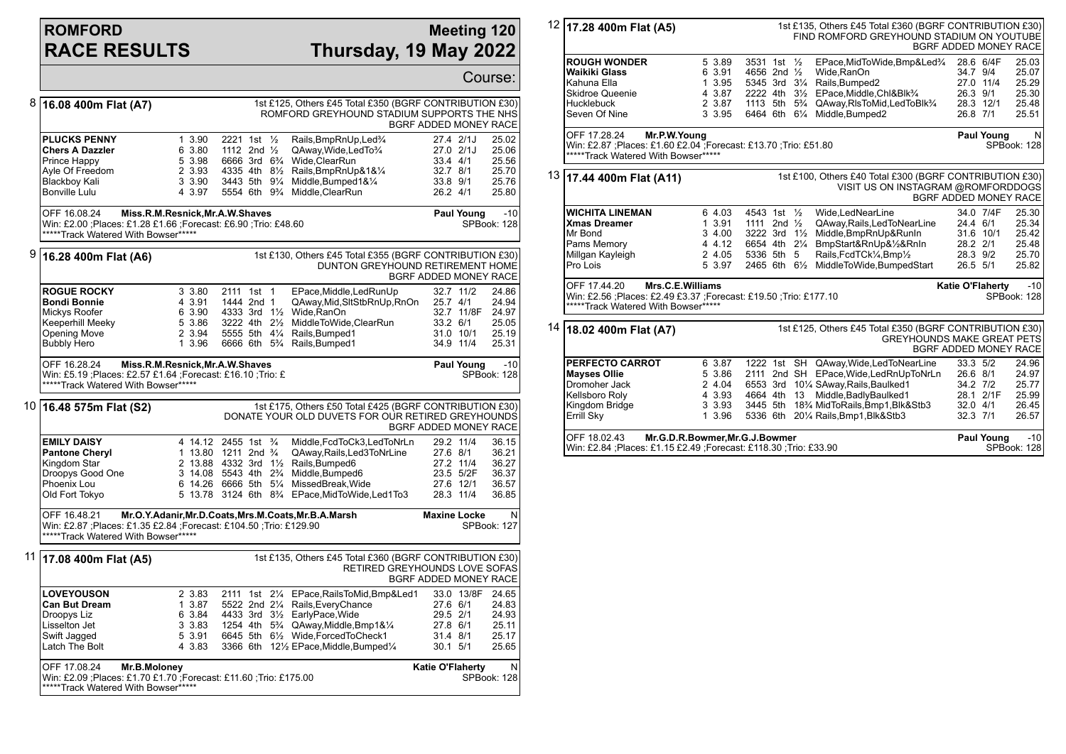# ROMFORD RACE RESULTS

## Meeting 120 Thursday, 19 May 2022

Course:

### 8 16.08 400m Flat (A7)

1st £125, Others £45 Total £350 (BGRF CONTRIBUTION £30)
ROMFORD GREYHOUND STADIUM SUPPORTS THE NHS
BGRF ADDED MONEY RACE

| | | | | | | | | | | |
|---|---|---|---|---|---|---|---|---|---|---|
| **PLUCKS PENNY** | 1 | 3.90 | 2221 | 1st | ½ | Rails,BmpRnUp,Led¾ | 27.4 | 2/1J | 25.02 |
| **Chers A Dazzler** | 6 | 3.80 | 1112 | 2nd | ½ | QAway,Wide,LedTo¾ | 27.0 | 2/1J | 25.06 |
| Prince Happy | 5 | 3.98 | 6666 | 3rd | 6¾ | Wide,ClearRun | 33.4 | 4/1 | 25.56 |
| Ayle Of Freedom | 2 | 3.93 | 4335 | 4th | 8½ | Rails,BmpRnUp&1&¼ | 32.7 | 8/1 | 25.70 |
| Blackboy Kali | 3 | 3.90 | 3443 | 5th | 9¼ | Middle,Bumped1&¼ | 33.8 | 9/1 | 25.76 |
| Bonville Lulu | 4 | 3.97 | 5554 | 6th | 9¾ | Middle,ClearRun | 26.2 | 4/1 | 25.80 |

OFF 16.08.24 Miss.R.M.Resnick,Mr.A.W.Shaves — Paul Young -10
Win: £2.00 ;Places: £1.28 £1.66 ;Forecast: £6.90 ;Trio: £48.60 — SPBook: 128
*****Track Watered With Bowser*****

### 9 16.28 400m Flat (A6)

1st £130, Others £45 Total £355 (BGRF CONTRIBUTION £30)
DUNTON GREYHOUND RETIREMENT HOME
BGRF ADDED MONEY RACE

| | | | | | | | | | | |
|---|---|---|---|---|---|---|---|---|---|---|
| **ROGUE ROCKY** | 3 | 3.80 | 2111 | 1st | 1 | EPace,Middle,LedRunUp | 32.7 | 11/2 | 24.86 |
| **Bondi Bonnie** | 4 | 3.91 | 1444 | 2nd | 1 | QAway,Mid,SltStbRnUp,RnOn | 25.7 | 4/1 | 24.94 |
| Mickys Roofer | 6 | 3.90 | 4333 | 3rd | 1½ | Wide,RanOn | 32.7 | 11/8F | 24.97 |
| Keeperhill Meeky | 5 | 3.86 | 3222 | 4th | 2½ | MiddleToWide,ClearRun | 33.2 | 6/1 | 25.05 |
| Opening Move | 2 | 3.94 | 5555 | 5th | 4¼ | Rails,Bumped1 | 31.0 | 10/1 | 25.19 |
| Bubbly Hero | 1 | 3.96 | 6666 | 6th | 5¾ | Rails,Bumped1 | 34.9 | 11/4 | 25.31 |

OFF 16.28.24 Miss.R.M.Resnick,Mr.A.W.Shaves — Paul Young -10
Win: £5.19 ;Places: £2.57 £1.64 ;Forecast: £16.10 ;Trio: £ — SPBook: 128
*****Track Watered With Bowser*****

### 10 16.48 575m Flat (S2)

1st £175, Others £50 Total £425 (BGRF CONTRIBUTION £30)
DONATE YOUR OLD DUVETS FOR OUR RETIRED GREYHOUNDS
BGRF ADDED MONEY RACE

| | | | | | | | | | | |
|---|---|---|---|---|---|---|---|---|---|---|
| **EMILY DAISY** | 4 | 14.12 | 2455 | 1st | ¾ | Middle,FcdToCk3,LedToNrLn | 29.2 | 11/4 | 36.15 |
| **Pantone Cheryl** | 1 | 13.80 | 1211 | 2nd | ¾ | QAway,Rails,Led3ToNrLine | 27.6 | 8/1 | 36.21 |
| Kingdom Star | 2 | 13.88 | 4332 | 3rd | 1½ | Rails,Bumped6 | 27.2 | 11/4 | 36.27 |
| Droopys Good One | 3 | 14.08 | 5543 | 4th | 2¾ | Middle,Bumped6 | 23.5 | 5/2F | 36.37 |
| Phoenix Lou | 6 | 14.26 | 6666 | 5th | 5¼ | MissedBreak,Wide | 27.6 | 12/1 | 36.57 |
| Old Fort Tokyo | 5 | 13.78 | 3124 | 6th | 8¾ | EPace,MidToWide,Led1To3 | 28.3 | 11/4 | 36.85 |

OFF 16.48.21 Mr.O.Y.Adanir,Mr.D.Coats,Mrs.M.Coats,Mr.B.A.Marsh — Maxine Locke N
Win: £2.87 ;Places: £1.35 £2.84 ;Forecast: £104.50 ;Trio: £129.90 — SPBook: 127
*****Track Watered With Bowser*****

### 11 17.08 400m Flat (A5)

1st £135, Others £45 Total £360 (BGRF CONTRIBUTION £30)
RETIRED GREYHOUNDS LOVE SOFAS
BGRF ADDED MONEY RACE

| | | | | | | | | | | |
|---|---|---|---|---|---|---|---|---|---|---|
| **LOVEYOUSON** | 2 | 3.83 | 2111 | 1st | 2¼ | EPace,RailsToMid,Bmp&Led1 | 33.0 | 13/8F | 24.65 |
| **Can But Dream** | 1 | 3.87 | 5522 | 2nd | 2¼ | Rails,EveryChance | 27.6 | 6/1 | 24.83 |
| Droopys Liz | 6 | 3.84 | 4433 | 3rd | 3½ | EarlyPace,Wide | 29.5 | 2/1 | 24.93 |
| Lisselton Jet | 3 | 3.83 | 1254 | 4th | 5¾ | QAway,Middle,Bmp1&¼ | 27.8 | 6/1 | 25.11 |
| Swift Jagged | 5 | 3.91 | 6645 | 5th | 6½ | Wide,ForcedToCheck1 | 31.4 | 8/1 | 25.17 |
| Latch The Bolt | 4 | 3.83 | 3366 | 6th | 12½ | EPace,Middle,Bumped¼ | 30.1 | 5/1 | 25.65 |

OFF 17.08.24 Mr.B.Moloney — Katie O'Flaherty N
Win: £2.09 ;Places: £1.70 £1.70 ;Forecast: £11.60 ;Trio: £175.00 — SPBook: 128
*****Track Watered With Bowser*****

### 12 17.28 400m Flat (A5)

1st £135, Others £45 Total £360 (BGRF CONTRIBUTION £30)
FIND ROMFORD GREYHOUND STADIUM ON YOUTUBE
BGRF ADDED MONEY RACE

| | | | | | | | | | | |
|---|---|---|---|---|---|---|---|---|---|---|
| **ROUGH WONDER** | 5 | 3.89 | 3531 | 1st | ½ | EPace,MidToWide,Bmp&Led¾ | 28.6 | 6/4F | 25.03 |
| **Waikiki Glass** | 6 | 3.91 | 4656 | 2nd | ½ | Wide,RanOn | 34.7 | 9/4 | 25.07 |
| Kahuna Ella | 1 | 3.95 | 5345 | 3rd | 3¼ | Rails,Bumped2 | 27.0 | 11/4 | 25.29 |
| Skidroe Queenie | 4 | 3.87 | 2222 | 4th | 3½ | EPace,Middle,Chl&Blk¾ | 26.3 | 9/1 | 25.30 |
| Hucklebuck | 2 | 3.87 | 1113 | 5th | 5¾ | QAway,RlsToMid,LedToBlk¾ | 28.3 | 12/1 | 25.48 |
| Seven Of Nine | 3 | 3.95 | 6464 | 6th | 6¼ | Middle,Bumped2 | 26.8 | 7/1 | 25.51 |

OFF 17.28.24 Mr.P.W.Young — Paul Young N
Win: £2.87 ;Places: £1.60 £2.04 ;Forecast: £13.70 ;Trio: £51.80 — SPBook: 128
*****Track Watered With Bowser*****

### 13 17.44 400m Flat (A11)

1st £100, Others £40 Total £300 (BGRF CONTRIBUTION £30)
VISIT US ON INSTAGRAM @ROMFORDDOGS
BGRF ADDED MONEY RACE

| | | | | | | | | | | |
|---|---|---|---|---|---|---|---|---|---|---|
| **WICHITA LINEMAN** | 6 | 4.03 | 4543 | 1st | ½ | Wide,LedNearLine | 34.0 | 7/4F | 25.30 |
| **Xmas Dreamer** | 1 | 3.91 | 1111 | 2nd | ½ | QAway,Rails,LedToNearLine | 24.4 | 6/1 | 25.34 |
| Mr Bond | 3 | 4.00 | 3222 | 3rd | 1½ | Middle,BmpRnUp&RunIn | 31.6 | 10/1 | 25.42 |
| Pams Memory | 4 | 4.12 | 6654 | 4th | 2¼ | BmpStart&RnUp&½&RnIn | 28.2 | 2/1 | 25.48 |
| Millgan Kayleigh | 2 | 4.05 | 5336 | 5th | 5 | Rails,FcdTCk¼,Bmp½ | 28.3 | 9/2 | 25.70 |
| Pro Lois | 5 | 3.97 | 2465 | 6th | 6½ | MiddleToWide,BumpedStart | 26.5 | 5/1 | 25.82 |

OFF 17.44.20 Mrs.C.E.Williams — Katie O'Flaherty -10
Win: £2.56 ;Places: £2.49 £3.37 ;Forecast: £19.50 ;Trio: £177.10 — SPBook: 128
*****Track Watered With Bowser*****

### 14 18.02 400m Flat (A7)

1st £125, Others £45 Total £350 (BGRF CONTRIBUTION £30)
GREYHOUNDS MAKE GREAT PETS
BGRF ADDED MONEY RACE

| | | | | | | | | | | |
|---|---|---|---|---|---|---|---|---|---|---|
| **PERFECTO CARROT** | 6 | 3.87 | 1222 | 1st | SH | QAway,Wide,LedToNearLine | 33.3 | 5/2 | 24.96 |
| **Mayses Ollie** | 5 | 3.86 | 2111 | 2nd | SH | EPace,Wide,LedRnUpToNrLn | 26.6 | 8/1 | 24.97 |
| Dromoher Jack | 2 | 4.04 | 6553 | 3rd | 10¼ | SAway,Rails,Baulked1 | 34.2 | 7/2 | 25.77 |
| Kellsboro Roly | 4 | 3.93 | 4664 | 4th | 13 | Middle,BadlyBaulked1 | 28.1 | 2/1F | 25.99 |
| Kingdom Bridge | 3 | 3.93 | 3445 | 5th | 18¾ | MidToRails,Bmp1,Blk&Stb3 | 32.0 | 4/1 | 26.45 |
| Errill Sky | 1 | 3.96 | 5336 | 6th | 20¼ | Rails,Bmp1,Blk&Stb3 | 32.3 | 7/1 | 26.57 |

OFF 18.02.43 Mr.G.D.R.Bowmer,Mr.G.J.Bowmer — Paul Young -10
Win: £2.84 ;Places: £1.15 £2.49 ;Forecast: £118.30 ;Trio: £33.90 — SPBook: 128